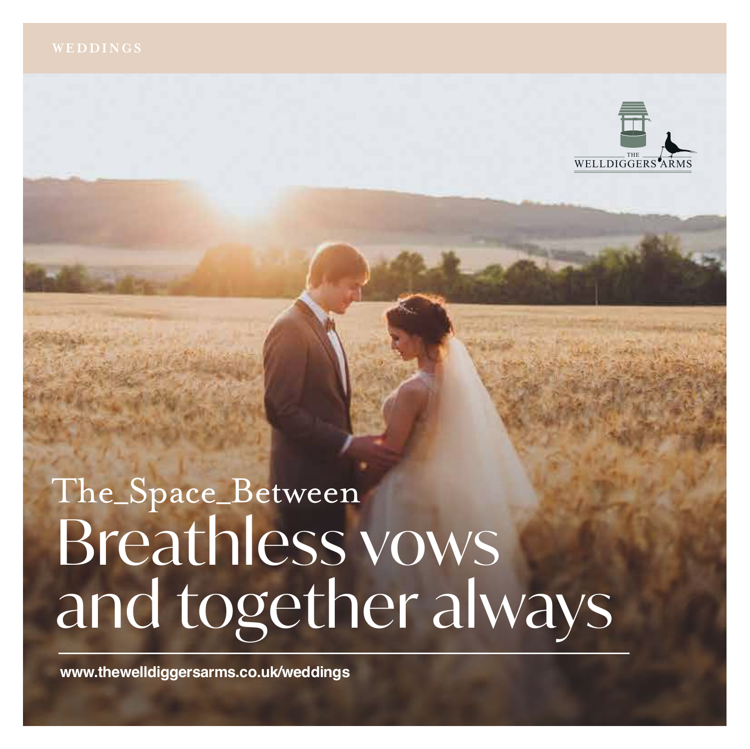WEDDINGS

THE WELLDIGGERS ARMS

The_Space_Between

# Breathless vows and together always

www.thewelldiggersarms.co.uk/weddings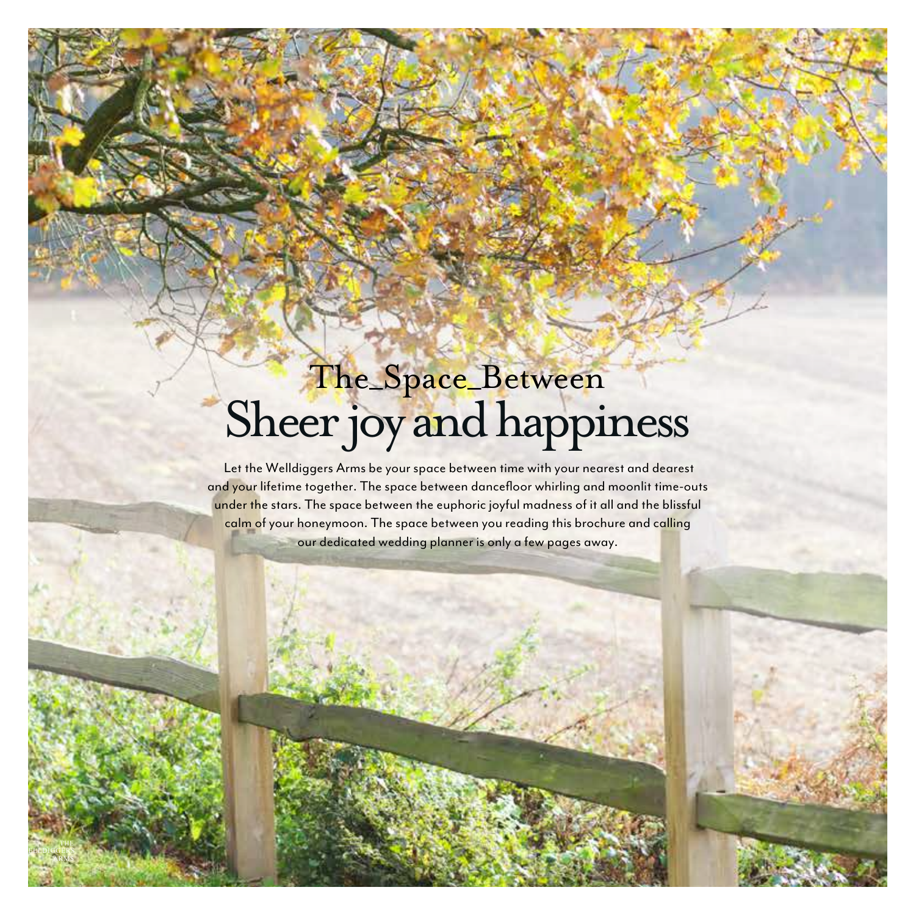The_Space_Between

# Sheer joy and happiness

Let the Welldiggers Arms be your space between time with your nearest and dearest and your lifetime together. The space between dancefloor whirling and moonlit time-outs under the stars. The space between the euphoric joyful madness of it all and the blissful calm of your honeymoon. The space between you reading this brochure and calling our dedicated wedding planner is only a few pages away.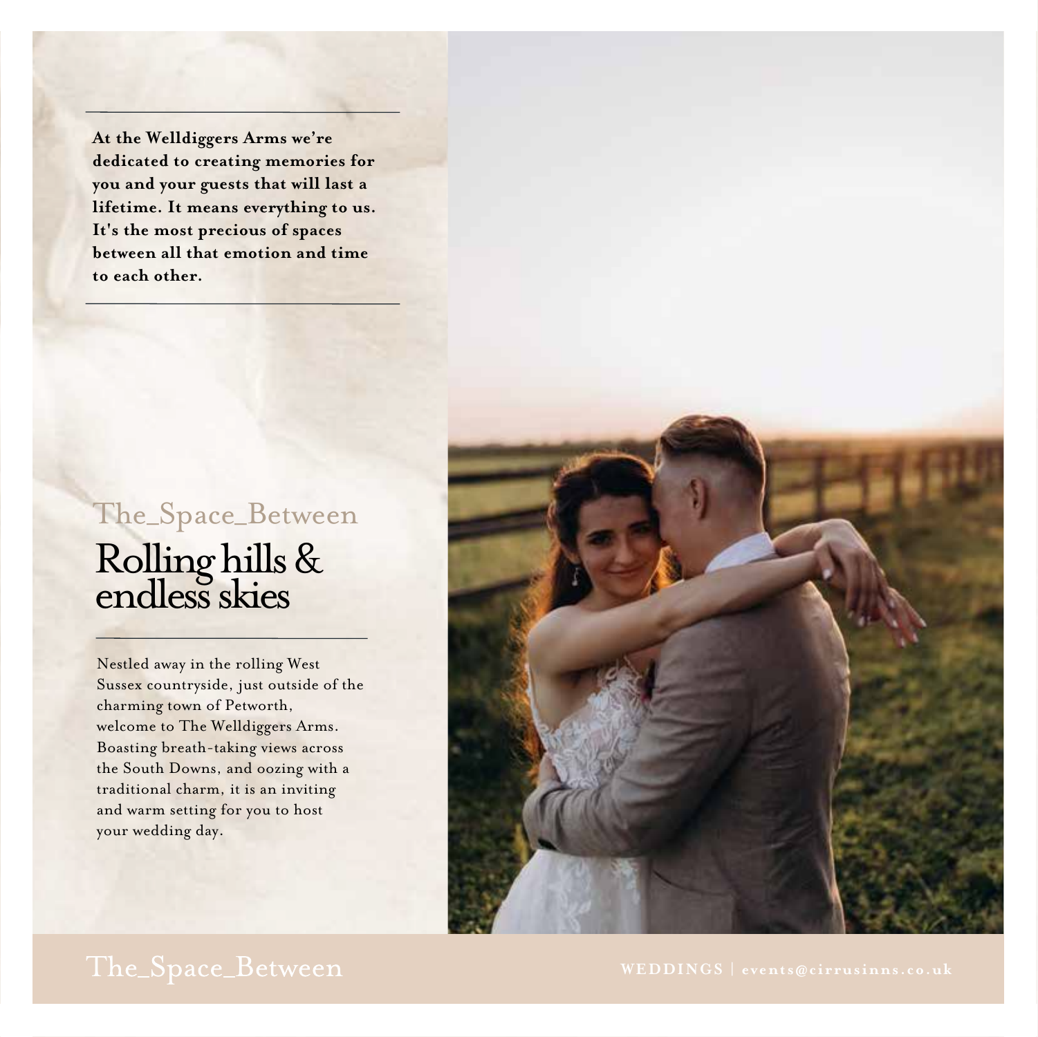**At the Welldiggers Arms we're dedicated to creating memories for you and your guests that will last a lifetime. It means everything to us. It's the most precious of spaces between all that emotion and time to each other.**

The_Space_Between

# Rolling hills & endless skies

Nestled away in the rolling West Sussex countryside, just outside of the charming town of Petworth, welcome to The Welldiggers Arms. Boasting breath-taking views across the South Downs, and oozing with a traditional charm, it is an inviting and warm setting for you to host your wedding day.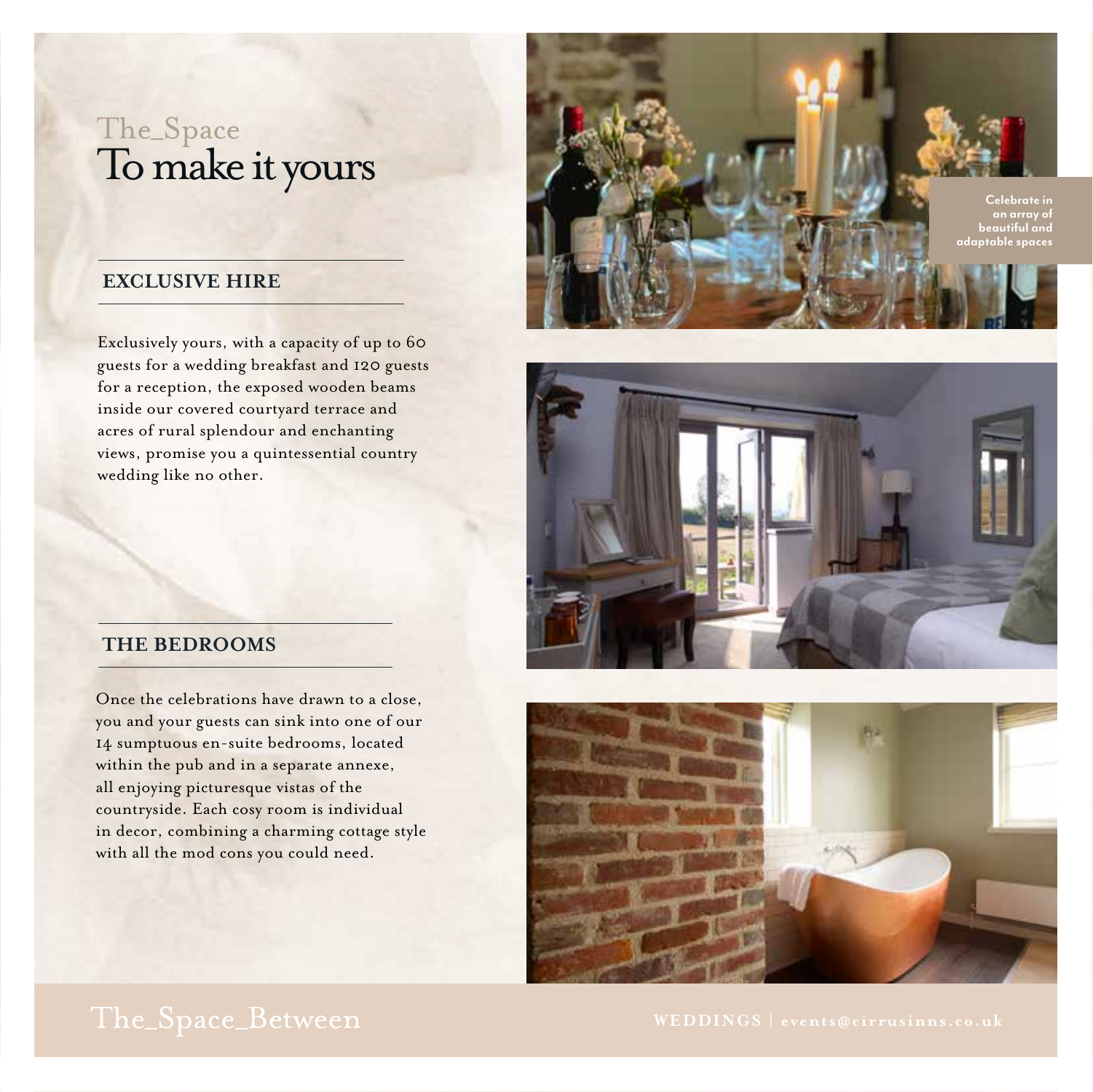# The_Space
# To make it yours

## EXCLUSIVE HIRE

Exclusively yours, with a capacity of up to 60 guests for a wedding breakfast and 120 guests for a reception, the exposed wooden beams inside our covered courtyard terrace and acres of rural splendour and enchanting views, promise you a quintessential country wedding like no other.

## THE BEDROOMS

Once the celebrations have drawn to a close, you and your guests can sink into one of our 14 sumptuous en-suite bedrooms, located within the pub and in a separate annexe, all enjoying picturesque vistas of the countryside. Each cosy room is individual in decor, combining a charming cottage style with all the mod cons you could need.

**Celebrate in an array of beautiful and adaptable spaces**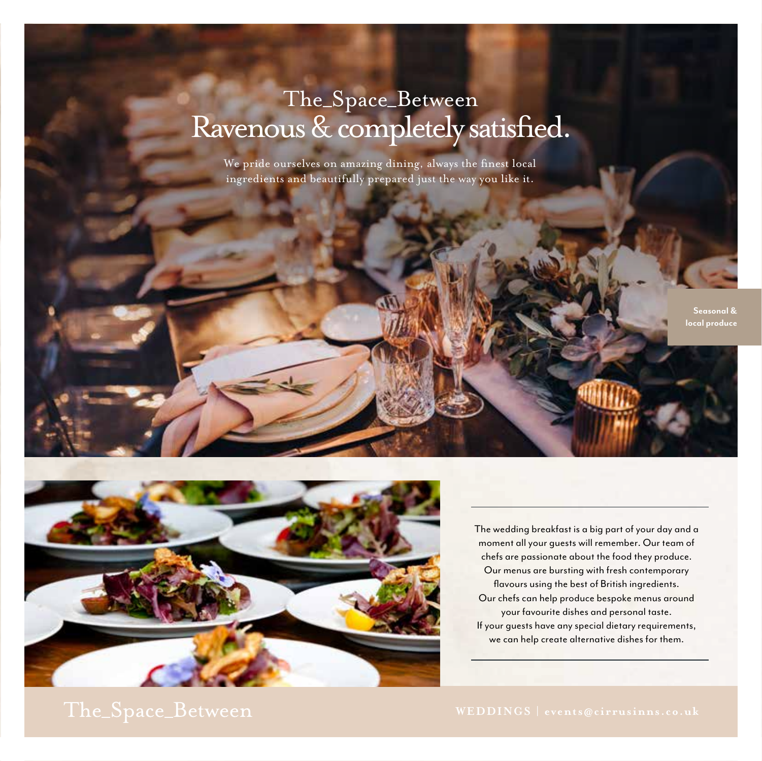The_Space_Between

# Ravenous & completely satisfied.

We pride ourselves on amazing dining, always the finest local ingredients and beautifully prepared just the way you like it.

**Seasonal & local produce**

The wedding breakfast is a big part of your day and a moment all your guests will remember. Our team of chefs are passionate about the food they produce. Our menus are bursting with fresh contemporary flavours using the best of British ingredients. Our chefs can help produce bespoke menus around your favourite dishes and personal taste. If your guests have any special dietary requirements, we can help create alternative dishes for them.

The_Space_Between

WEDDINGS | events@cirrusinns.co.uk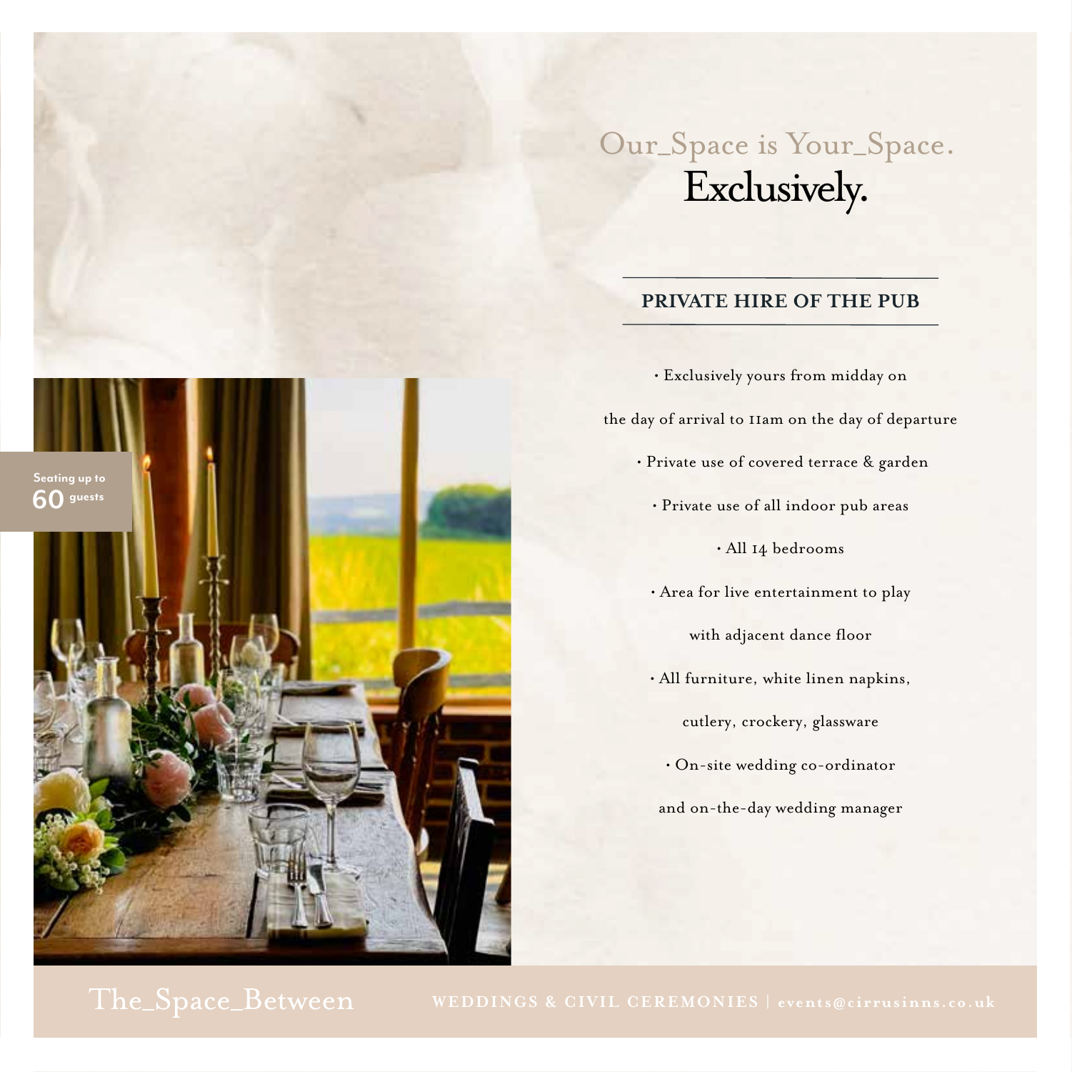# Our_Space is Your_Space.
## Exclusively.

Seating up to **60** guests

### PRIVATE HIRE OF THE PUB

- Exclusively yours from midday on the day of arrival to 11am on the day of departure
- Private use of covered terrace & garden
- Private use of all indoor pub areas
- All 14 bedrooms
- Area for live entertainment to play with adjacent dance floor
- All furniture, white linen napkins, cutlery, crockery, glassware
- On-site wedding co-ordinator and on-the-day wedding manager

The_Space_Between WEDDINGS & CIVIL CEREMONIES | events@cirrusinns.co.uk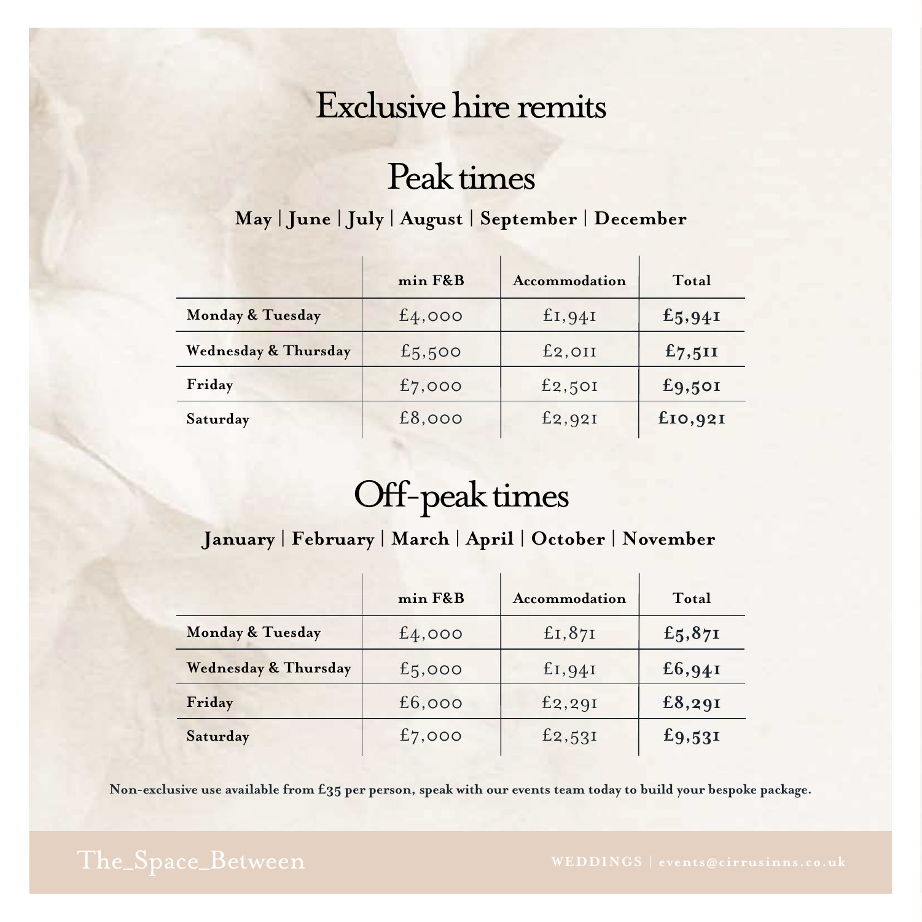# Exclusive hire remits

## Peak times

**May | June | July | August | September | December**

| | min F&B | Accommodation | Total |
|---|---|---|---|
| **Monday & Tuesday** | £4,000 | £1,941 | **£5,941** |
| **Wednesday & Thursday** | £5,500 | £2,011 | **£7,511** |
| **Friday** | £7,000 | £2,501 | **£9,501** |
| **Saturday** | £8,000 | £2,921 | **£10,921** |

## Off-peak times

**January | February | March | April | October | November**

| | min F&B | Accommodation | Total |
|---|---|---|---|
| **Monday & Tuesday** | £4,000 | £1,871 | **£5,871** |
| **Wednesday & Thursday** | £5,000 | £1,941 | **£6,941** |
| **Friday** | £6,000 | £2,291 | **£8,291** |
| **Saturday** | £7,000 | £2,531 | **£9,531** |

**Non-exclusive use available from £35 per person, speak with our events team today to build your bespoke package.**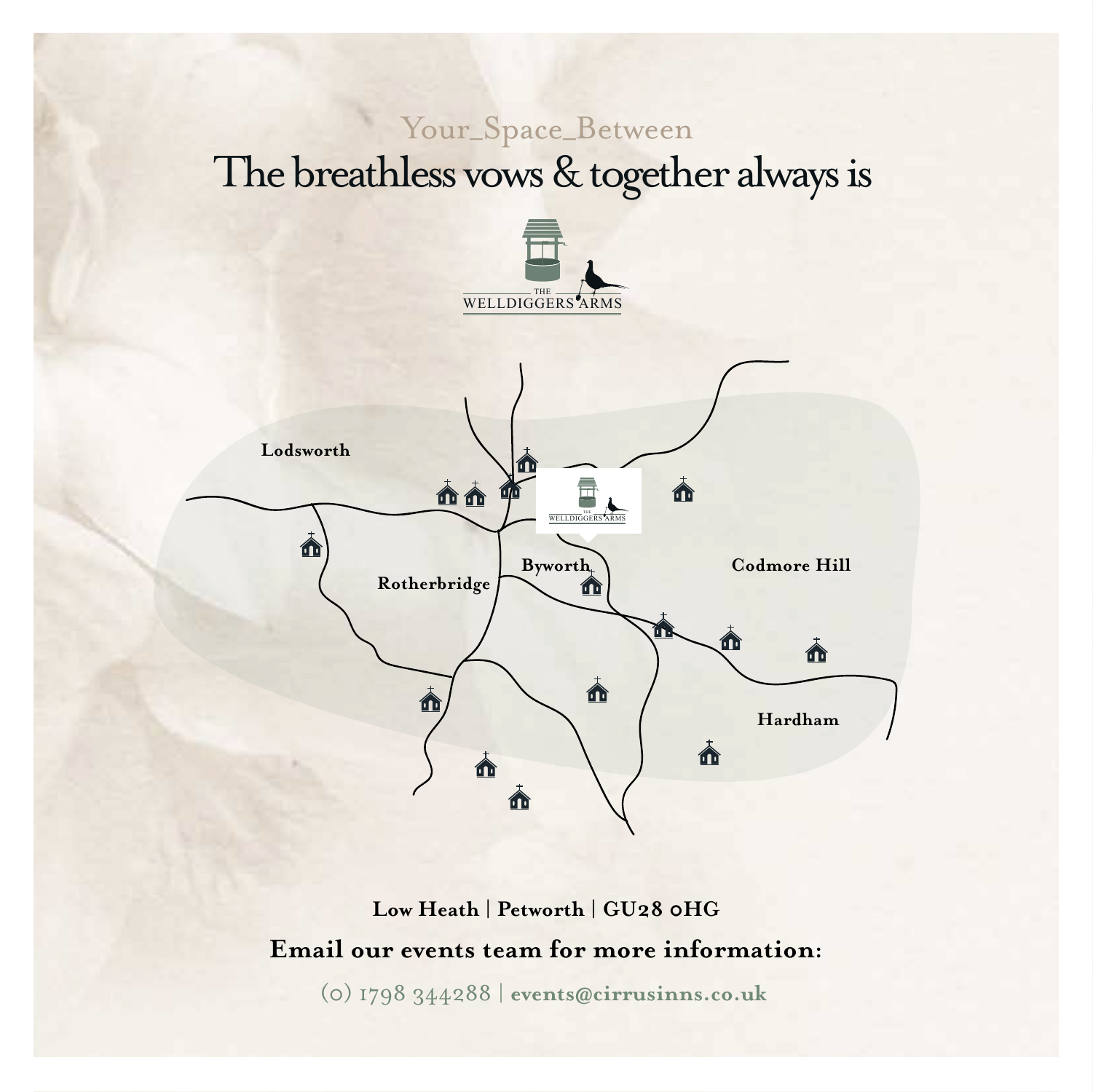Your_Space_Between

# The breathless vows & together always is

THE WELLDIGGERS ARMS

Lodsworth

Rotherbridge

Byworth

Codmore Hill

Hardham

THE WELLDIGGERS ARMS

Low Heath | Petworth | GU28 0HG

**Email our events team for more information:**

(0) 1798 344288 | **events@cirrusinns.co.uk**